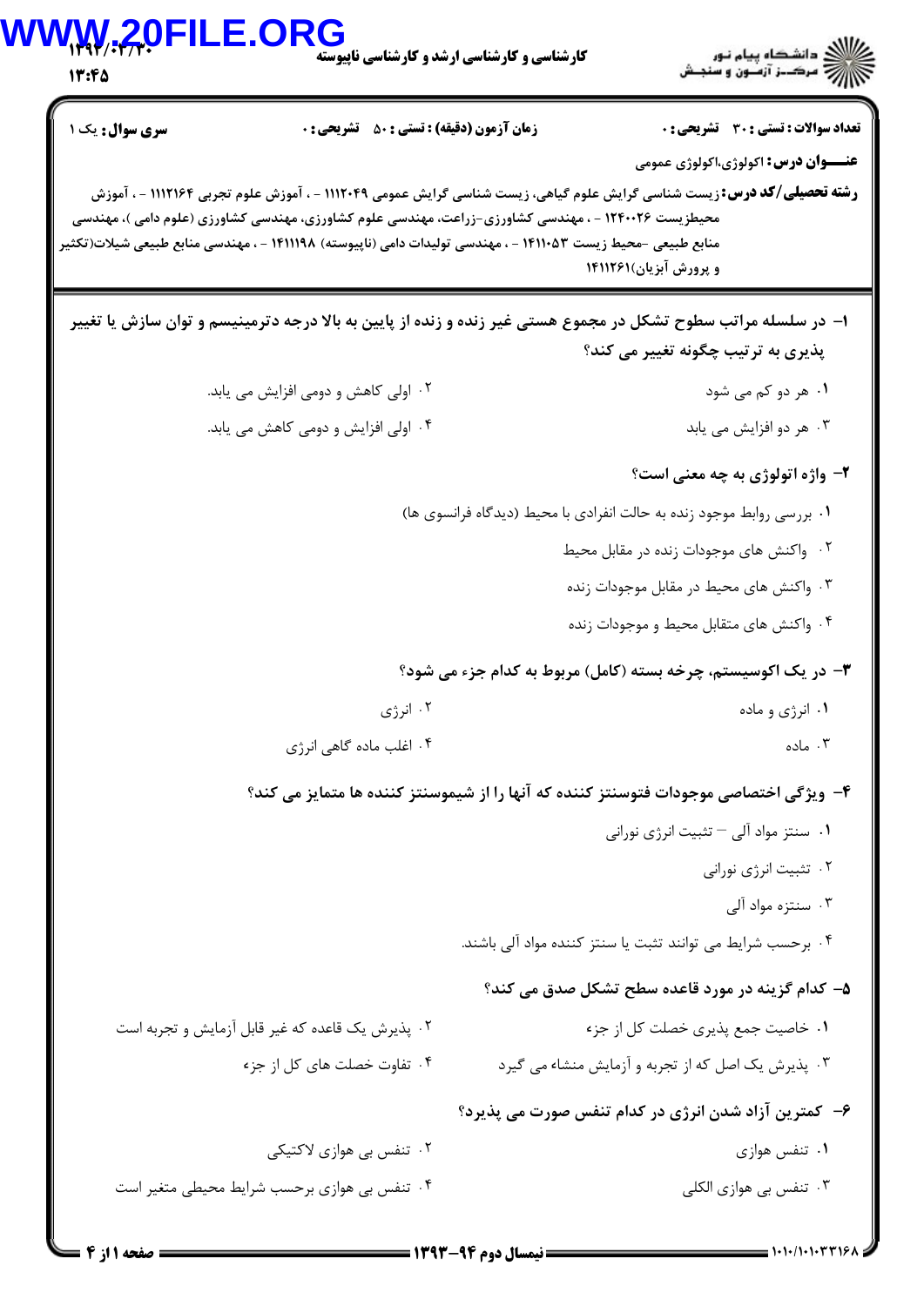کارشناسی و کارشناسی ارشد و کارشناسی ناپیوسته

| سری سوال: یک ۱ | زمان آزمون (دقیقه) : تستی : ۵۰ تشریحی : ۰ | تعداد سوالات : تستی : ۳۰ تشریحی : ۰ |
|---|---|---|

**عنـــوان درس:** اکولوژی،اکولوژی عمومی

**رشته تحصیلی/کد درس:** زیست شناسی گرایش علوم گیاهی، زیست شناسی گرایش عمومی ۱۱۱۲۰۴۹ - ، آموزش علوم تجربی ۱۱۱۲۱۶۴ - ، آموزش محیطزیست ۱۲۴۰۰۲۶ - ، مهندسی کشاورزی-زراعت، مهندسی علوم کشاورزی، مهندسی کشاورزی (علوم دامی )، مهندسی منابع طبیعی -محیط زیست ۱۴۱۱۰۵۳ - ، مهندسی تولیدات دامی (ناپیوسته) ۱۴۱۱۱۹۸ - ، مهندسی منابع طبیعی شیلات(تکثیر و پرورش آبزیان)۱۴۱۱۲۶۱

۱- در سلسله مراتب سطوح تشکل در مجموع هستی غیر زنده و زنده از پایین به بالا درجه دترمینیسم و توان سازش یا تغییر پذیری به ترتیب چگونه تغییر می کند؟

۱. هر دو کم می شود
۲. اولی کاهش و دومی افزایش می یابد.
۳. هر دو افزایش می یابد
۴. اولی افزایش و دومی کاهش می یابد.

۲- واژه اتولوژی به چه معنی است؟

۱. بررسی روابط موجود زنده به حالت انفرادی با محیط (دیدگاه فرانسوی ها)
۲. واکنش های موجودات زنده در مقابل محیط
۳. واکنش های محیط در مقابل موجودات زنده
۴. واکنش های متقابل محیط و موجودات زنده

۳- در یک اکوسیستم، چرخه بسته (کامل) مربوط به کدام جزء می شود؟

۱. انرژی و ماده
۲. انرژی
۳. ماده
۴. اغلب ماده گاهی انرژی

۴- ویژگی اختصاصی موجودات فتوسنتز کننده که آنها را از شیموسنتز کننده ها متمایز می کند؟

۱. سنتز مواد آلی – تثبیت انرژی نورانی
۲. تثبیت انرژی نورانی
۳. سنتزه مواد آلی
۴. برحسب شرایط می توانند تثبت یا سنتز کننده مواد آلی باشند.

۵- کدام گزینه در مورد قاعده سطح تشکل صدق می کند؟

۱. خاصیت جمع پذیری خصلت کل از جزء
۲. پذیرش یک قاعده که غیر قابل آزمایش و تجربه است
۳. پذیرش یک اصل که از تجربه و آزمایش منشاء می گیرد
۴. تفاوت خصلت های کل از جزء

۶- کمترین آزاد شدن انرژی در کدام تنفس صورت می پذیرد؟

۱. تنفس هوازی
۲. تنفس بی هوازی لاکتیکی
۳. تنفس بی هوازی الکلی
۴. تنفس بی هوازی برحسب شرایط محیطی متغیر است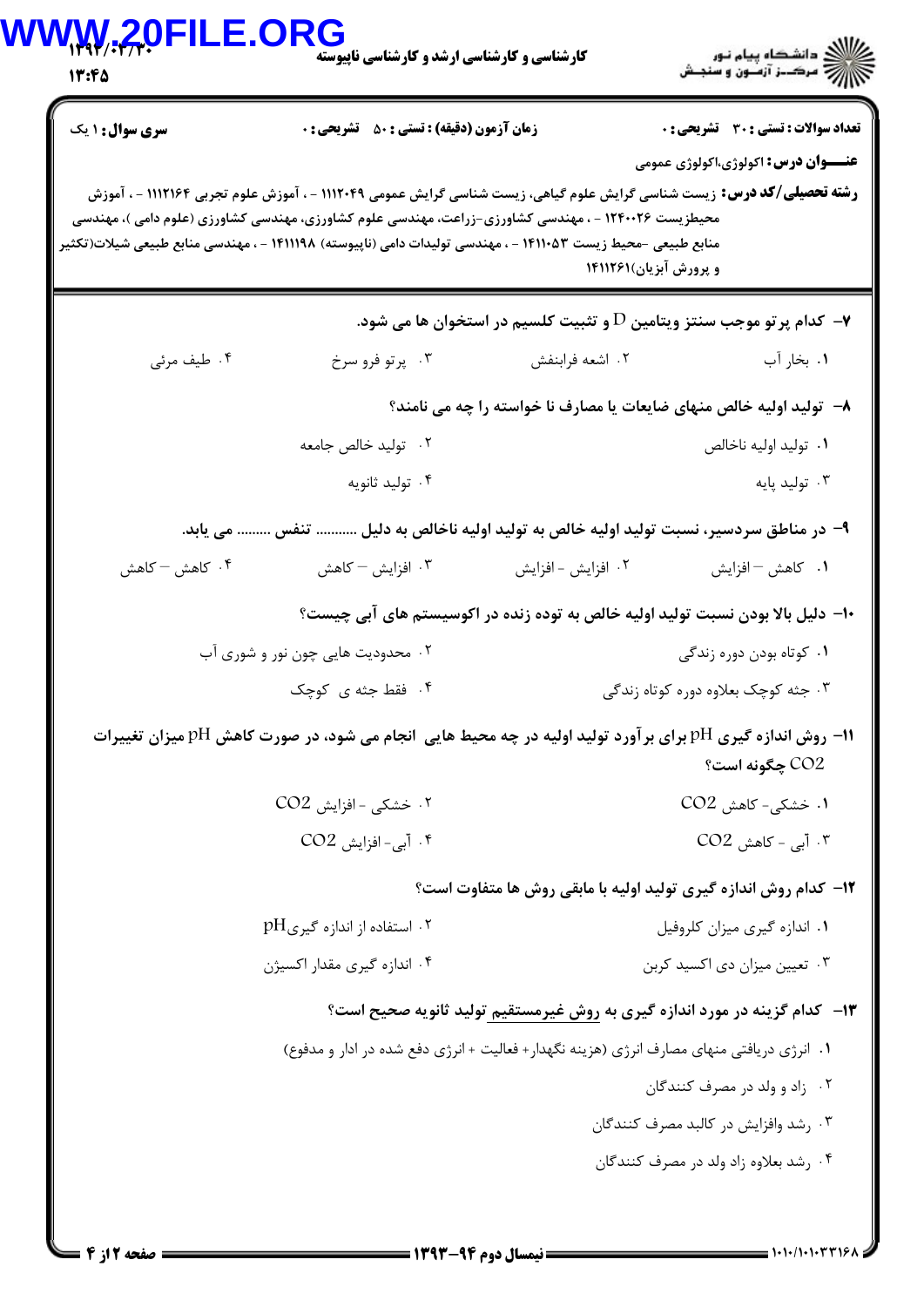**سری سوال:** ۱ یک | **زمان آزمون (دقیقه) : تستی :** ۵۰ **تشریحی :** ۰ | **تعداد سوالات : تستی :** ۳۰ **تشریحی :** ۰

**عنـــوان درس:** اکولوژی،اکولوژی عمومی

**رشته تحصیلی/کد درس:** زیست شناسی گرایش علوم گیاهی، زیست شناسی گرایش عمومی ۱۱۱۲۰۴۹ - ، آموزش علوم تجربی ۱۱۱۲۱۶۴ - ، آموزش محیطزیست ۱۲۴۰۰۲۶ - ، مهندسی کشاورزی-زراعت، مهندسی علوم کشاورزی، مهندسی کشاورزی (علوم دامی )، مهندسی منابع طبیعی -محیط زیست ۱۴۱۱۰۵۳ - ، مهندسی تولیدات دامی (ناپیوسته) ۱۴۱۱۱۹۸ - ، مهندسی منابع طبیعی شیلات(تکثیر و پرورش آبزیان)۱۴۱۱۲۶۱

---

۷- کدام پرتو موجب سنتز ویتامین D و تثبیت کلسیم در استخوان ها می شود.

۱. بخار آب
۲. اشعه فرابنفش
۳. پرتو فرو سرخ
۴. طیف مرئی

۸- تولید اولیه خالص منهای ضایعات یا مصارف نا خواسته را چه می نامند؟

۱. تولید اولیه ناخالص
۲. تولید خالص جامعه
۳. تولید پایه
۴. تولید ثانویه

۹- در مناطق سردسیر، نسبت تولید اولیه خالص به تولید اولیه ناخالص به دلیل ........... تنفس ......... می یابد.

۱. کاهش – افزایش
۲. افزایش - افزایش
۳. افزایش – کاهش
۴. کاهش – کاهش

۱۰- دلیل بالا بودن نسبت تولید اولیه خالص به توده زنده در اکوسیستم های آبی چیست؟

۱. کوتاه بودن دوره زندگی
۲. محدودیت هایی چون نور و شوری آب
۳. جثه کوچک بعلاوه دوره کوتاه زندگی
۴. فقط جثه ی کوچک

۱۱- روش اندازه گیری pH برای برآورد تولید اولیه در چه محیط هایی انجام می شود، در صورت کاهش pH میزان تغییرات $CO_2$ چگونه است؟

۱. خشکی- کاهش $CO_2$
۲. خشکی - افزایش $CO_2$
۳. آبی - کاهش $CO_2$
۴. آبی- افزایش $CO_2$

۱۲- کدام روش اندازه گیری تولید اولیه با مابقی روش ها متفاوت است؟

۱. اندازه گیری میزان کلروفیل
۲. استفاده از اندازه گیری pH
۳. تعیین میزان دی اکسید کربن
۴. اندازه گیری مقدار اکسیژن

۱۳- کدام گزینه در مورد اندازه گیری به روش غیرمستقیم تولید ثانویه صحیح است؟

۱. انرژی دریافتی منهای مصارف انرژی (هزینه نگهدار+ فعالیت + انرژی دفع شده در ادار و مدفوع)
۲. زاد و ولد در مصرف کنندگان
۳. رشد وافزایش در کالبد مصرف کنندگان
۴. رشد بعلاوه زاد ولد در مصرف کنندگان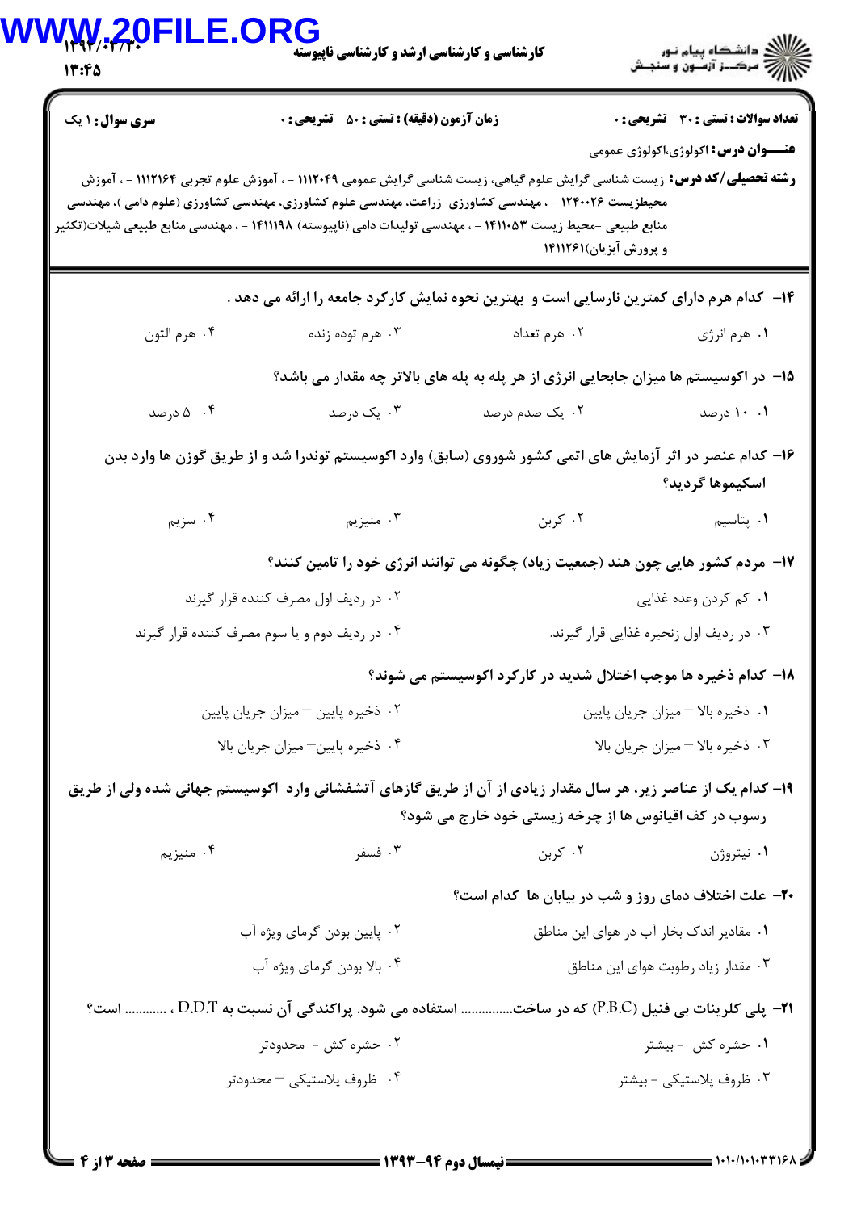**تعداد سوالات : تستی : ۳۰ تشریحی : ۰** | **زمان آزمون (دقیقه) : تستی : ۵۰ تشریحی : ۰** | **سری سوال : ۱ یک**

**عنـــوان درس:** اکولوژی،اکولوژی عمومی

**رشته تحصیلی/کد درس:** زیست شناسی گرایش علوم گیاهی، زیست شناسی گرایش عمومی ۱۱۱۲۰۴۹ - ، آموزش علوم تجربی ۱۱۱۲۱۶۴ - ، آموزش محیطزیست ۱۲۴۰۰۲۶ - ، مهندسی کشاورزی-زراعت، مهندسی علوم کشاورزی، مهندسی کشاورزی (علوم دامی )، مهندسی منابع طبیعی -محیط زیست ۱۴۱۱۰۵۳ - ، مهندسی تولیدات دامی (ناپیوسته) ۱۴۱۱۱۹۸ - ، مهندسی منابع طبیعی شیلات(تکثیر و پرورش آبزیان)۱۴۱۱۲۶۱

۱۴- کدام هرم دارای کمترین نارسایی است و بهترین نحوه نمایش کارکرد جامعه را ارائه می دهد .

۱. هرم انرژی
۲. هرم تعداد
۳. هرم توده زنده
۴. هرم التون

۱۵- در اکوسیستم ها میزان جابجایی انرژی از هر پله به پله های بالاتر چه مقدار می باشد؟

۱. ۱۰ درصد
۲. یک صدم درصد
۳. یک درصد
۴. ۵ درصد

۱۶- کدام عنصر در اثر آزمایش های اتمی کشور شوروی (سابق) وارد اکوسیستم توندرا شد و از طریق گوزن ها وارد بدن اسکیموها گردید؟

۱. پتاسیم
۲. کربن
۳. منیزیم
۴. سزیم

۱۷- مردم کشور هایی چون هند (جمعیت زیاد) چگونه می توانند انرژی خود را تامین کنند؟

۱. کم کردن وعده غذایی
۲. در ردیف اول مصرف کننده قرار گیرند
۳. در ردیف اول زنجیره غذایی قرار گیرند.
۴. در ردیف دوم و یا سوم مصرف کننده قرار گیرند

۱۸- کدام ذخیره ها موجب اختلال شدید در کارکرد اکوسیستم می شوند؟

۱. ذخیره بالا – میزان جریان پایین
۲. ذخیره پایین – میزان جریان پایین
۳. ذخیره بالا – میزان جریان بالا
۴. ذخیره پایین– میزان جریان بالا

۱۹- کدام یک از عناصر زیر، هر سال مقدار زیادی از آن از طریق گازهای آتشفشانی وارد اکوسیستم جهانی شده ولی از طریق رسوب در کف اقیانوس ها از چرخه زیستی خود خارج می شود؟

۱. نیتروژن
۲. کربن
۳. فسفر
۴. منیزیم

۲۰- علت اختلاف دمای روز و شب در بیابان ها کدام است؟

۱. مقادیر اندک بخار آب در هوای این مناطق
۲. پایین بودن گرمای ویژه آب
۳. مقدار زیاد رطوبت هوای این مناطق
۴. بالا بودن گرمای ویژه آب

۲۱- پلی کلرینات بی فنیل (P.B.C) که در ساخت............... استفاده می شود. پراکندگی آن نسبت به D.D.T ، ............ است؟

۱. حشره کش - بیشتر
۲. حشره کش - محدودتر
۳. ظروف پلاستیکی - بیشتر
۴. ظروف پلاستیکی – محدودتر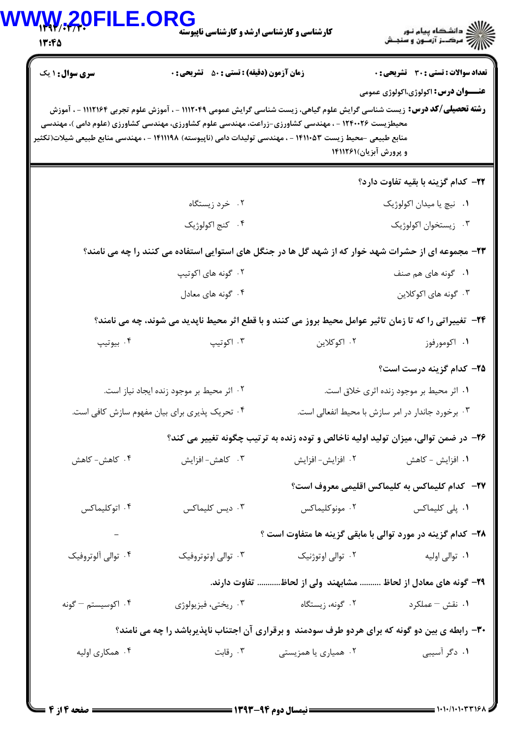کارشناسی و کارشناسی ارشد و کارشناسی ناپیوسته

**سری سوال:** ۱ یک | **زمان آزمون (دقیقه) : تستی :** ۵۰ **تشریحی :** ۰ | **تعداد سوالات : تستی :** ۳۰ **تشریحی :** ۰

**عنـــوان درس:** اکولوژی،اکولوژی عمومی

**رشته تحصیلی/کد درس:** زیست شناسی گرایش علوم گیاهی، زیست شناسی گرایش عمومی ۱۱۱۲۰۴۹ - ، آموزش علوم تجربی ۱۱۱۲۱۶۴ - ، آموزش محیطزیست ۱۲۴۰۰۲۶ - ، مهندسی کشاورزی-زراعت، مهندسی علوم کشاورزی، مهندسی کشاورزی (علوم دامی )، مهندسی منابع طبیعی -محیط زیست ۱۴۱۱۰۵۳ - ، مهندسی تولیدات دامی (ناپیوسته) ۱۴۱۱۱۹۸ - ، مهندسی منابع طبیعی شیلات(تکثیر و پرورش آبزیان)۱۴۱۱۲۶۱

**۲۲- کدام گزینه با بقیه تفاوت دارد؟**

۱. نیچ یا میدان اکولوژیک
۲. خرد زیستگاه
۳. زیستخوان اکولوژیک
۴. کنج اکولوژیک

**۲۳- مجموعه ای از حشرات شهد خوار که از شهد گل ها در جنگل های استوایی استفاده می کنند را چه می نامند؟**

۱. گونه های هم صنف
۲. گونه های اکوتیپ
۳. گونه های اکوکلاین
۴. گونه های معادل

**۲۴- تغییراتی را که تا زمان تاثیر عوامل محیط بروز می کنند و با قطع اثر محیط ناپدید می شوند، چه می نامند؟**

۱. اکومورفوز
۲. اکوکلاین
۳. اکوتیپ
۴. بیوتیپ

**۲۵- کدام گزینه درست است؟**

۱. اثر محیط بر موجود زنده اثری خلاق است.
۲. اثر محیط بر موجود زنده ایجاد نیاز است.
۳. برخورد جاندار در امر سازش با محیط انفعالی است.
۴. تحریک پذیری برای بیان مفهوم سازش کافی است.

**۲۶- در ضمن توالی، میزان تولید اولیه ناخالص و توده زنده به ترتیب چگونه تغییر می کند؟**

۱. افزایش - کاهش
۲. افزایش- افزایش
۳. کاهش- افزایش
۴. کاهش- کاهش

**۲۷- کدام کلیماکس به کلیماکس اقلیمی معروف است؟**

۱. پلی کلیماکس
۲. مونوکلیماکس
۳. دیس کلیماکس
۴. اتوکلیماکس

**۲۸- کدام گزینه در مورد توالی با مابقی گزینه ها متفاوت است ؟**

۱. توالی اولیه
۲. توالی اوتوژنیک
۳. توالی اوتوتروفیک
۴. توالی آلوتروفیک

**۲۹- گونه های معادل از لحاظ .......... مشابهند ولی از لحاظ........... تفاوت دارند.**

۱. نقش – عملکرد
۲. گونه، زیستگاه
۳. ریختی، فیزیولوژی
۴. اکوسیستم – گونه

**۳۰- رابطه ی بین دو گونه که برای هردو طرف سودمند و برقراری آن اجتناب ناپذیرباشد را چه می نامند؟**

۱. دگر آسیبی
۲. همیاری یا همزیستی
۳. رقابت
۴. همکاری اولیه